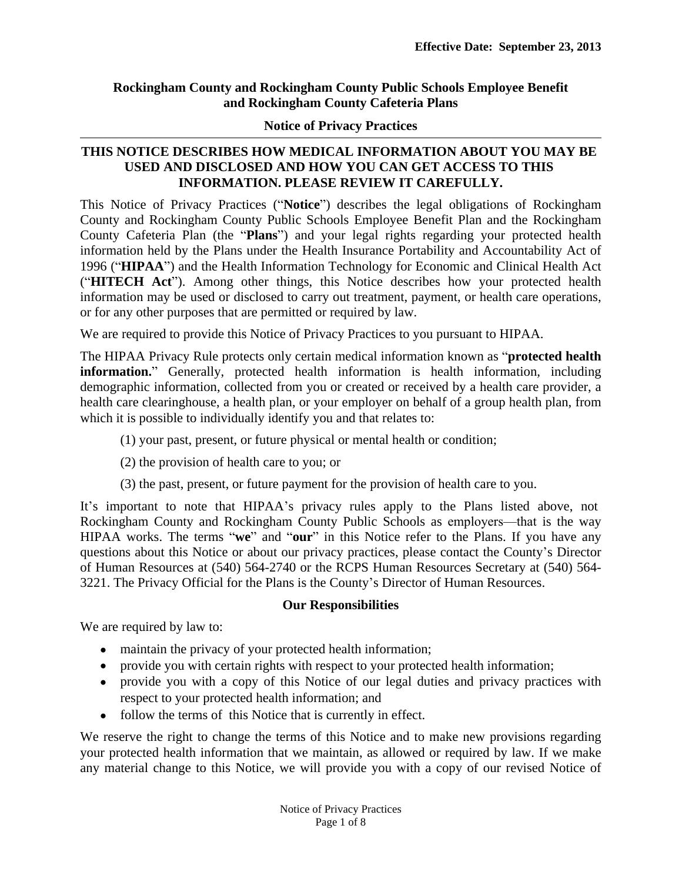**Effective Date: September 23, 2013**

# Rockingham County and Rockingham County Public Schools Employee Benefit and Rockingham County Cafeteria Plans

## Notice of Privacy Practices

**THIS NOTICE DESCRIBES HOW MEDICAL INFORMATION ABOUT YOU MAY BE USED AND DISCLOSED AND HOW YOU CAN GET ACCESS TO THIS INFORMATION. PLEASE REVIEW IT CAREFULLY.**

This Notice of Privacy Practices ("**Notice**") describes the legal obligations of Rockingham County and Rockingham County Public Schools Employee Benefit Plan and the Rockingham County Cafeteria Plan (the "**Plans**") and your legal rights regarding your protected health information held by the Plans under the Health Insurance Portability and Accountability Act of 1996 ("**HIPAA**") and the Health Information Technology for Economic and Clinical Health Act ("**HITECH Act**"). Among other things, this Notice describes how your protected health information may be used or disclosed to carry out treatment, payment, or health care operations, or for any other purposes that are permitted or required by law.

We are required to provide this Notice of Privacy Practices to you pursuant to HIPAA.

The HIPAA Privacy Rule protects only certain medical information known as "**protected health information.**" Generally, protected health information is health information, including demographic information, collected from you or created or received by a health care provider, a health care clearinghouse, a health plan, or your employer on behalf of a group health plan, from which it is possible to individually identify you and that relates to:

(1) your past, present, or future physical or mental health or condition;

(2) the provision of health care to you; or

(3) the past, present, or future payment for the provision of health care to you.

It's important to note that HIPAA's privacy rules apply to the Plans listed above, not Rockingham County and Rockingham County Public Schools as employers—that is the way HIPAA works. The terms "**we**" and "**our**" in this Notice refer to the Plans. If you have any questions about this Notice or about our privacy practices, please contact the County's Director of Human Resources at (540) 564-2740 or the RCPS Human Resources Secretary at (540) 564-3221. The Privacy Official for the Plans is the County's Director of Human Resources.

### Our Responsibilities

We are required by law to:

- maintain the privacy of your protected health information;
- provide you with certain rights with respect to your protected health information;
- provide you with a copy of this Notice of our legal duties and privacy practices with respect to your protected health information; and
- follow the terms of this Notice that is currently in effect.

We reserve the right to change the terms of this Notice and to make new provisions regarding your protected health information that we maintain, as allowed or required by law. If we make any material change to this Notice, we will provide you with a copy of our revised Notice of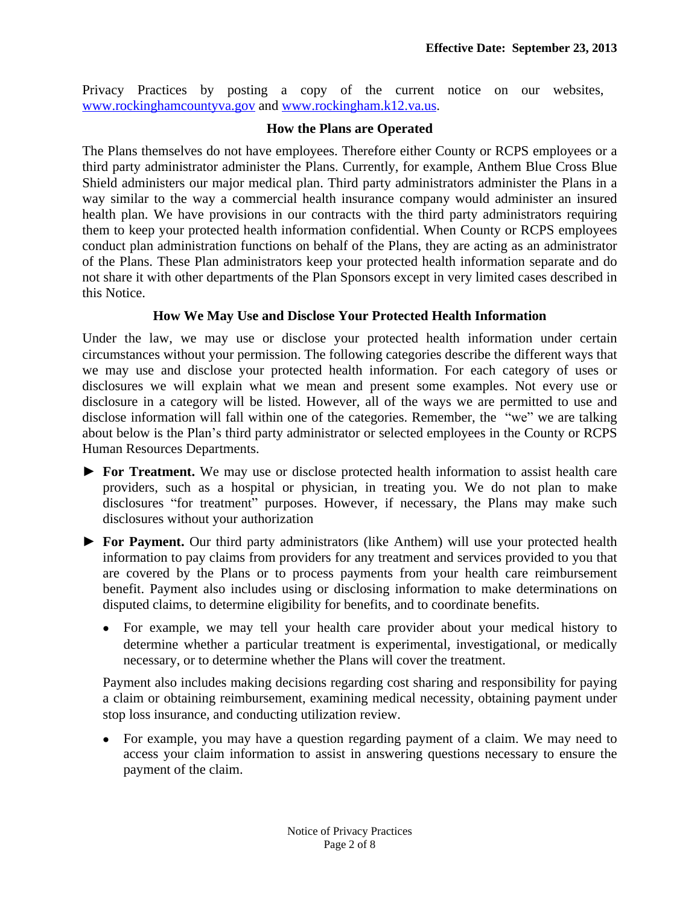Privacy Practices by posting a copy of the current notice on our websites, www.rockinghamcountyva.gov and www.rockingham.k12.va.us.

### How the Plans are Operated

The Plans themselves do not have employees. Therefore either County or RCPS employees or a third party administrator administer the Plans. Currently, for example, Anthem Blue Cross Blue Shield administers our major medical plan. Third party administrators administer the Plans in a way similar to the way a commercial health insurance company would administer an insured health plan. We have provisions in our contracts with the third party administrators requiring them to keep your protected health information confidential. When County or RCPS employees conduct plan administration functions on behalf of the Plans, they are acting as an administrator of the Plans. These Plan administrators keep your protected health information separate and do not share it with other departments of the Plan Sponsors except in very limited cases described in this Notice.

### How We May Use and Disclose Your Protected Health Information

Under the law, we may use or disclose your protected health information under certain circumstances without your permission. The following categories describe the different ways that we may use and disclose your protected health information. For each category of uses or disclosures we will explain what we mean and present some examples. Not every use or disclosure in a category will be listed. However, all of the ways we are permitted to use and disclose information will fall within one of the categories. Remember, the "we" we are talking about below is the Plan's third party administrator or selected employees in the County or RCPS Human Resources Departments.

► **For Treatment.** We may use or disclose protected health information to assist health care providers, such as a hospital or physician, in treating you. We do not plan to make disclosures "for treatment" purposes. However, if necessary, the Plans may make such disclosures without your authorization

► **For Payment.** Our third party administrators (like Anthem) will use your protected health information to pay claims from providers for any treatment and services provided to you that are covered by the Plans or to process payments from your health care reimbursement benefit. Payment also includes using or disclosing information to make determinations on disputed claims, to determine eligibility for benefits, and to coordinate benefits.

- For example, we may tell your health care provider about your medical history to determine whether a particular treatment is experimental, investigational, or medically necessary, or to determine whether the Plans will cover the treatment.

Payment also includes making decisions regarding cost sharing and responsibility for paying a claim or obtaining reimbursement, examining medical necessity, obtaining payment under stop loss insurance, and conducting utilization review.

- For example, you may have a question regarding payment of a claim. We may need to access your claim information to assist in answering questions necessary to ensure the payment of the claim.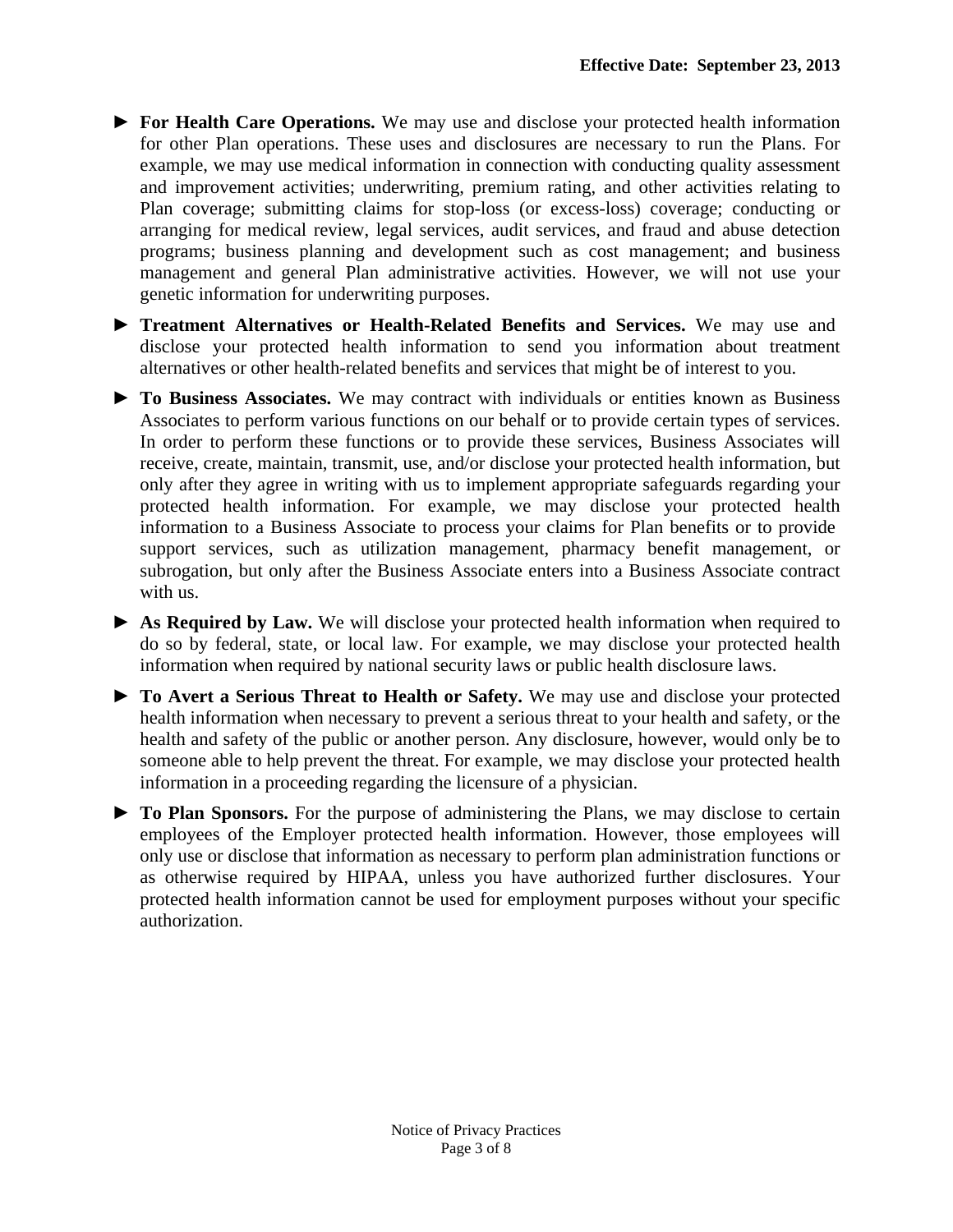**Effective Date: September 23, 2013**

► **For Health Care Operations.** We may use and disclose your protected health information for other Plan operations. These uses and disclosures are necessary to run the Plans. For example, we may use medical information in connection with conducting quality assessment and improvement activities; underwriting, premium rating, and other activities relating to Plan coverage; submitting claims for stop-loss (or excess-loss) coverage; conducting or arranging for medical review, legal services, audit services, and fraud and abuse detection programs; business planning and development such as cost management; and business management and general Plan administrative activities. However, we will not use your genetic information for underwriting purposes.

► **Treatment Alternatives or Health-Related Benefits and Services.** We may use and disclose your protected health information to send you information about treatment alternatives or other health-related benefits and services that might be of interest to you.

► **To Business Associates.** We may contract with individuals or entities known as Business Associates to perform various functions on our behalf or to provide certain types of services. In order to perform these functions or to provide these services, Business Associates will receive, create, maintain, transmit, use, and/or disclose your protected health information, but only after they agree in writing with us to implement appropriate safeguards regarding your protected health information. For example, we may disclose your protected health information to a Business Associate to process your claims for Plan benefits or to provide support services, such as utilization management, pharmacy benefit management, or subrogation, but only after the Business Associate enters into a Business Associate contract with us.

► **As Required by Law.** We will disclose your protected health information when required to do so by federal, state, or local law. For example, we may disclose your protected health information when required by national security laws or public health disclosure laws.

► **To Avert a Serious Threat to Health or Safety.** We may use and disclose your protected health information when necessary to prevent a serious threat to your health and safety, or the health and safety of the public or another person. Any disclosure, however, would only be to someone able to help prevent the threat. For example, we may disclose your protected health information in a proceeding regarding the licensure of a physician.

► **To Plan Sponsors.** For the purpose of administering the Plans, we may disclose to certain employees of the Employer protected health information. However, those employees will only use or disclose that information as necessary to perform plan administration functions or as otherwise required by HIPAA, unless you have authorized further disclosures. Your protected health information cannot be used for employment purposes without your specific authorization.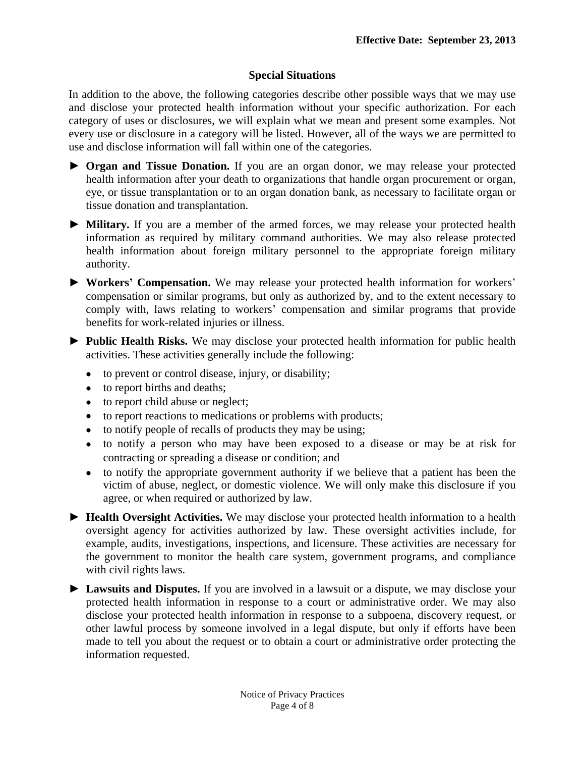**Effective Date: September 23, 2013**

### Special Situations

In addition to the above, the following categories describe other possible ways that we may use and disclose your protected health information without your specific authorization. For each category of uses or disclosures, we will explain what we mean and present some examples. Not every use or disclosure in a category will be listed. However, all of the ways we are permitted to use and disclose information will fall within one of the categories.

► **Organ and Tissue Donation.** If you are an organ donor, we may release your protected health information after your death to organizations that handle organ procurement or organ, eye, or tissue transplantation or to an organ donation bank, as necessary to facilitate organ or tissue donation and transplantation.

► **Military.** If you are a member of the armed forces, we may release your protected health information as required by military command authorities. We may also release protected health information about foreign military personnel to the appropriate foreign military authority.

► **Workers' Compensation.** We may release your protected health information for workers' compensation or similar programs, but only as authorized by, and to the extent necessary to comply with, laws relating to workers' compensation and similar programs that provide benefits for work-related injuries or illness.

► **Public Health Risks.** We may disclose your protected health information for public health activities. These activities generally include the following:

- to prevent or control disease, injury, or disability;
- to report births and deaths;
- to report child abuse or neglect;
- to report reactions to medications or problems with products;
- to notify people of recalls of products they may be using;
- to notify a person who may have been exposed to a disease or may be at risk for contracting or spreading a disease or condition; and
- to notify the appropriate government authority if we believe that a patient has been the victim of abuse, neglect, or domestic violence. We will only make this disclosure if you agree, or when required or authorized by law.

► **Health Oversight Activities.** We may disclose your protected health information to a health oversight agency for activities authorized by law. These oversight activities include, for example, audits, investigations, inspections, and licensure. These activities are necessary for the government to monitor the health care system, government programs, and compliance with civil rights laws.

► **Lawsuits and Disputes.** If you are involved in a lawsuit or a dispute, we may disclose your protected health information in response to a court or administrative order. We may also disclose your protected health information in response to a subpoena, discovery request, or other lawful process by someone involved in a legal dispute, but only if efforts have been made to tell you about the request or to obtain a court or administrative order protecting the information requested.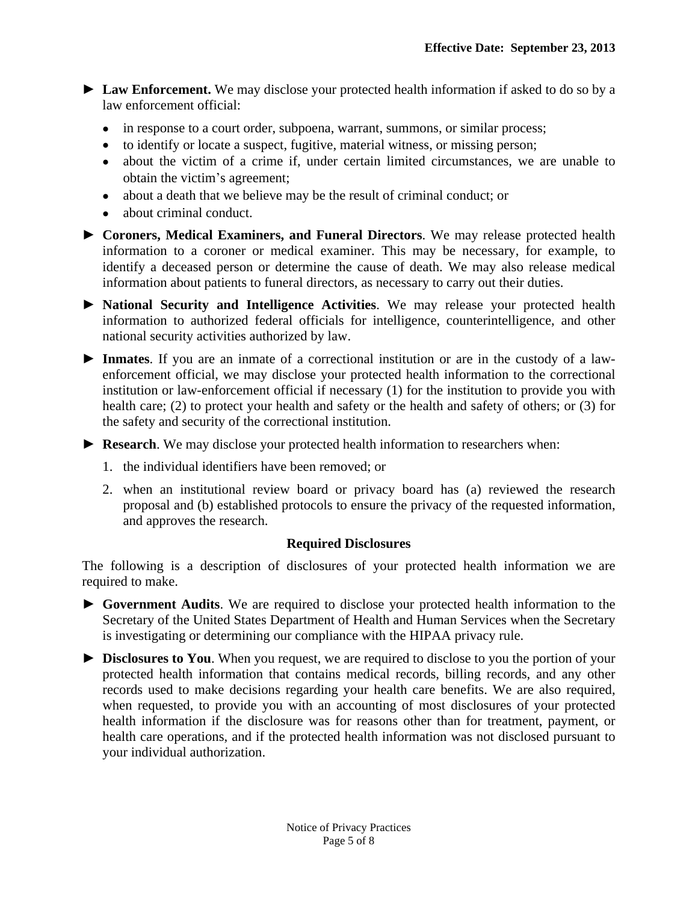► **Law Enforcement.** We may disclose your protected health information if asked to do so by a law enforcement official:

- in response to a court order, subpoena, warrant, summons, or similar process;
- to identify or locate a suspect, fugitive, material witness, or missing person;
- about the victim of a crime if, under certain limited circumstances, we are unable to obtain the victim's agreement;
- about a death that we believe may be the result of criminal conduct; or
- about criminal conduct.

► **Coroners, Medical Examiners, and Funeral Directors**. We may release protected health information to a coroner or medical examiner. This may be necessary, for example, to identify a deceased person or determine the cause of death. We may also release medical information about patients to funeral directors, as necessary to carry out their duties.

► **National Security and Intelligence Activities**. We may release your protected health information to authorized federal officials for intelligence, counterintelligence, and other national security activities authorized by law.

► **Inmates**. If you are an inmate of a correctional institution or are in the custody of a law-enforcement official, we may disclose your protected health information to the correctional institution or law-enforcement official if necessary (1) for the institution to provide you with health care; (2) to protect your health and safety or the health and safety of others; or (3) for the safety and security of the correctional institution.

► **Research**. We may disclose your protected health information to researchers when:

1. the individual identifiers have been removed; or
2. when an institutional review board or privacy board has (a) reviewed the research proposal and (b) established protocols to ensure the privacy of the requested information, and approves the research.

### Required Disclosures

The following is a description of disclosures of your protected health information we are required to make.

► **Government Audits**. We are required to disclose your protected health information to the Secretary of the United States Department of Health and Human Services when the Secretary is investigating or determining our compliance with the HIPAA privacy rule.

► **Disclosures to You**. When you request, we are required to disclose to you the portion of your protected health information that contains medical records, billing records, and any other records used to make decisions regarding your health care benefits. We are also required, when requested, to provide you with an accounting of most disclosures of your protected health information if the disclosure was for reasons other than for treatment, payment, or health care operations, and if the protected health information was not disclosed pursuant to your individual authorization.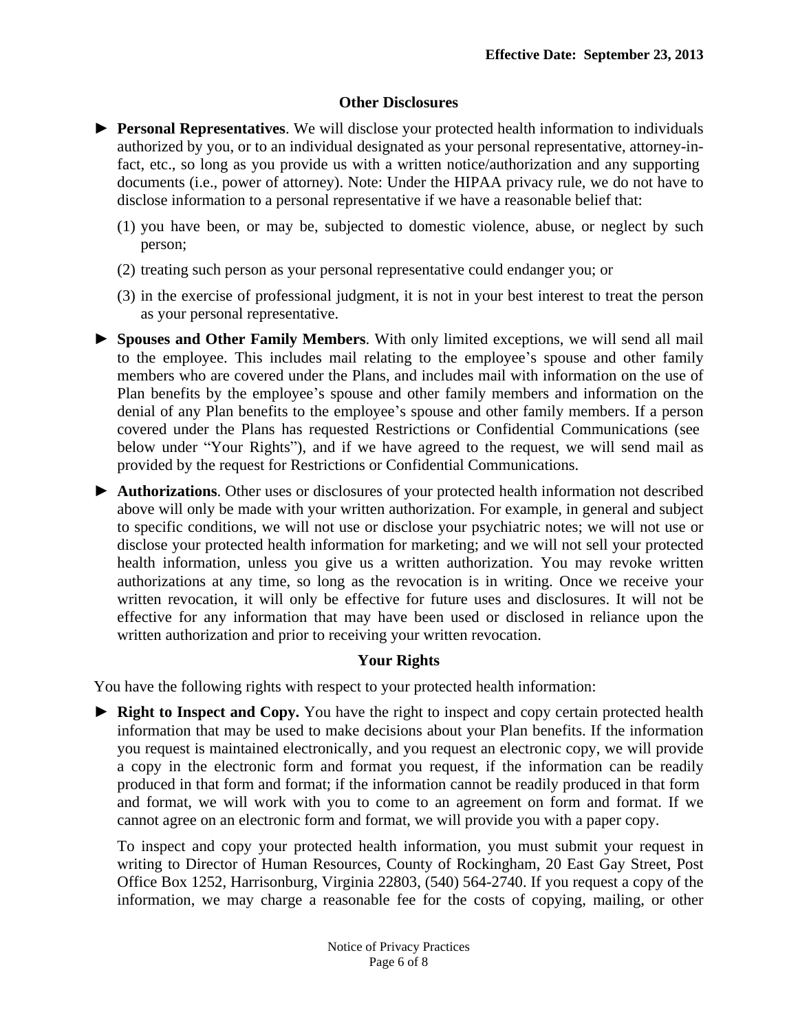## Other Disclosures

► **Personal Representatives**. We will disclose your protected health information to individuals authorized by you, or to an individual designated as your personal representative, attorney-in-fact, etc., so long as you provide us with a written notice/authorization and any supporting documents (i.e., power of attorney). Note: Under the HIPAA privacy rule, we do not have to disclose information to a personal representative if we have a reasonable belief that:

(1) you have been, or may be, subjected to domestic violence, abuse, or neglect by such person;

(2) treating such person as your personal representative could endanger you; or

(3) in the exercise of professional judgment, it is not in your best interest to treat the person as your personal representative.

► **Spouses and Other Family Members**. With only limited exceptions, we will send all mail to the employee. This includes mail relating to the employee's spouse and other family members who are covered under the Plans, and includes mail with information on the use of Plan benefits by the employee's spouse and other family members and information on the denial of any Plan benefits to the employee's spouse and other family members. If a person covered under the Plans has requested Restrictions or Confidential Communications (see below under "Your Rights"), and if we have agreed to the request, we will send mail as provided by the request for Restrictions or Confidential Communications.

► **Authorizations**. Other uses or disclosures of your protected health information not described above will only be made with your written authorization. For example, in general and subject to specific conditions, we will not use or disclose your psychiatric notes; we will not use or disclose your protected health information for marketing; and we will not sell your protected health information, unless you give us a written authorization. You may revoke written authorizations at any time, so long as the revocation is in writing. Once we receive your written revocation, it will only be effective for future uses and disclosures. It will not be effective for any information that may have been used or disclosed in reliance upon the written authorization and prior to receiving your written revocation.

## Your Rights

You have the following rights with respect to your protected health information:

► **Right to Inspect and Copy.** You have the right to inspect and copy certain protected health information that may be used to make decisions about your Plan benefits. If the information you request is maintained electronically, and you request an electronic copy, we will provide a copy in the electronic form and format you request, if the information can be readily produced in that form and format; if the information cannot be readily produced in that form and format, we will work with you to come to an agreement on form and format. If we cannot agree on an electronic form and format, we will provide you with a paper copy.

To inspect and copy your protected health information, you must submit your request in writing to Director of Human Resources, County of Rockingham, 20 East Gay Street, Post Office Box 1252, Harrisonburg, Virginia 22803, (540) 564-2740. If you request a copy of the information, we may charge a reasonable fee for the costs of copying, mailing, or other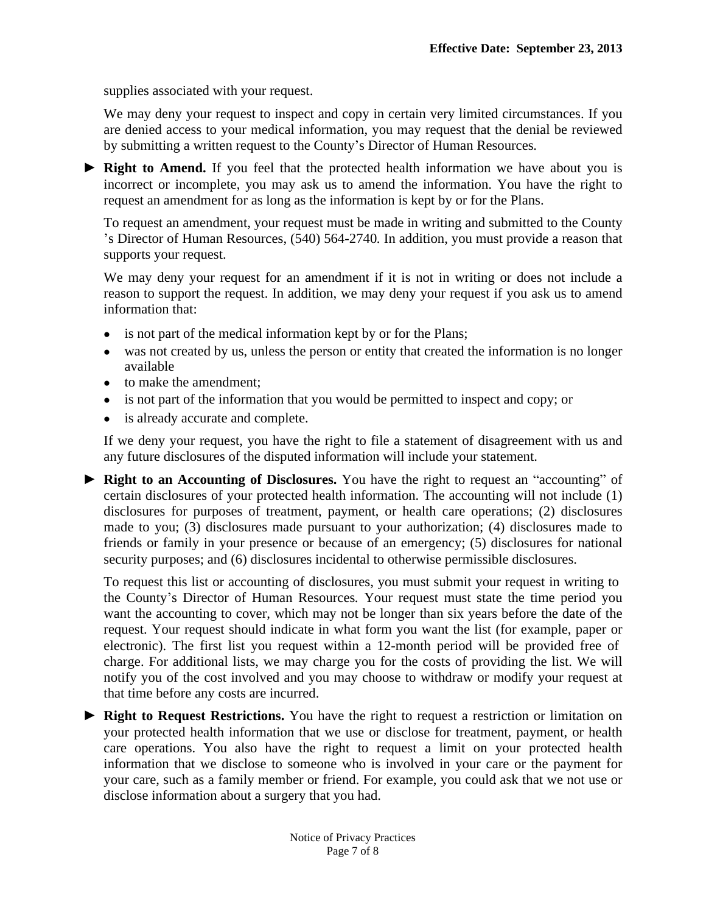supplies associated with your request.

We may deny your request to inspect and copy in certain very limited circumstances. If you are denied access to your medical information, you may request that the denial be reviewed by submitting a written request to the County's Director of Human Resources.

► **Right to Amend.** If you feel that the protected health information we have about you is incorrect or incomplete, you may ask us to amend the information. You have the right to request an amendment for as long as the information is kept by or for the Plans.

To request an amendment, your request must be made in writing and submitted to the County 's Director of Human Resources, (540) 564-2740. In addition, you must provide a reason that supports your request.

We may deny your request for an amendment if it is not in writing or does not include a reason to support the request. In addition, we may deny your request if you ask us to amend information that:

- is not part of the medical information kept by or for the Plans;
- was not created by us, unless the person or entity that created the information is no longer available
- to make the amendment;
- is not part of the information that you would be permitted to inspect and copy; or
- is already accurate and complete.

If we deny your request, you have the right to file a statement of disagreement with us and any future disclosures of the disputed information will include your statement.

► **Right to an Accounting of Disclosures.** You have the right to request an "accounting" of certain disclosures of your protected health information. The accounting will not include (1) disclosures for purposes of treatment, payment, or health care operations; (2) disclosures made to you; (3) disclosures made pursuant to your authorization; (4) disclosures made to friends or family in your presence or because of an emergency; (5) disclosures for national security purposes; and (6) disclosures incidental to otherwise permissible disclosures.

To request this list or accounting of disclosures, you must submit your request in writing to the County's Director of Human Resources. Your request must state the time period you want the accounting to cover, which may not be longer than six years before the date of the request. Your request should indicate in what form you want the list (for example, paper or electronic). The first list you request within a 12-month period will be provided free of charge. For additional lists, we may charge you for the costs of providing the list. We will notify you of the cost involved and you may choose to withdraw or modify your request at that time before any costs are incurred.

► **Right to Request Restrictions.** You have the right to request a restriction or limitation on your protected health information that we use or disclose for treatment, payment, or health care operations. You also have the right to request a limit on your protected health information that we disclose to someone who is involved in your care or the payment for your care, such as a family member or friend. For example, you could ask that we not use or disclose information about a surgery that you had.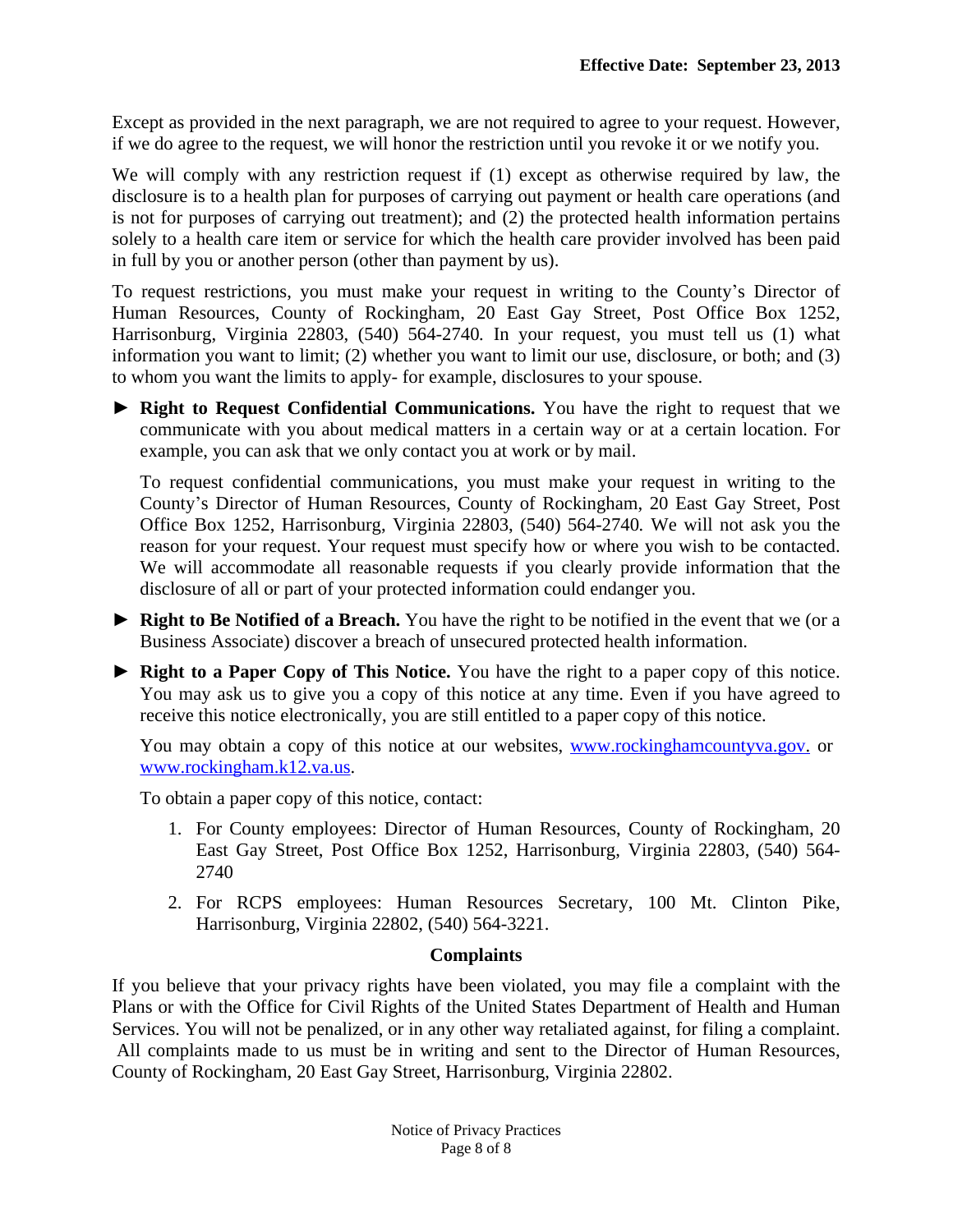Except as provided in the next paragraph, we are not required to agree to your request. However, if we do agree to the request, we will honor the restriction until you revoke it or we notify you.

We will comply with any restriction request if (1) except as otherwise required by law, the disclosure is to a health plan for purposes of carrying out payment or health care operations (and is not for purposes of carrying out treatment); and (2) the protected health information pertains solely to a health care item or service for which the health care provider involved has been paid in full by you or another person (other than payment by us).

To request restrictions, you must make your request in writing to the County's Director of Human Resources, County of Rockingham, 20 East Gay Street, Post Office Box 1252, Harrisonburg, Virginia 22803, (540) 564-2740. In your request, you must tell us (1) what information you want to limit; (2) whether you want to limit our use, disclosure, or both; and (3) to whom you want the limits to apply- for example, disclosures to your spouse.

► **Right to Request Confidential Communications.** You have the right to request that we communicate with you about medical matters in a certain way or at a certain location. For example, you can ask that we only contact you at work or by mail.

To request confidential communications, you must make your request in writing to the County's Director of Human Resources, County of Rockingham, 20 East Gay Street, Post Office Box 1252, Harrisonburg, Virginia 22803, (540) 564-2740. We will not ask you the reason for your request. Your request must specify how or where you wish to be contacted. We will accommodate all reasonable requests if you clearly provide information that the disclosure of all or part of your protected information could endanger you.

► **Right to Be Notified of a Breach.** You have the right to be notified in the event that we (or a Business Associate) discover a breach of unsecured protected health information.

► **Right to a Paper Copy of This Notice.** You have the right to a paper copy of this notice. You may ask us to give you a copy of this notice at any time. Even if you have agreed to receive this notice electronically, you are still entitled to a paper copy of this notice.

You may obtain a copy of this notice at our websites, www.rockinghamcountyva.gov. or www.rockingham.k12.va.us.

To obtain a paper copy of this notice, contact:

1. For County employees: Director of Human Resources, County of Rockingham, 20 East Gay Street, Post Office Box 1252, Harrisonburg, Virginia 22803, (540) 564-2740
2. For RCPS employees: Human Resources Secretary, 100 Mt. Clinton Pike, Harrisonburg, Virginia 22802, (540) 564-3221.

## Complaints

If you believe that your privacy rights have been violated, you may file a complaint with the Plans or with the Office for Civil Rights of the United States Department of Health and Human Services. You will not be penalized, or in any other way retaliated against, for filing a complaint. All complaints made to us must be in writing and sent to the Director of Human Resources, County of Rockingham, 20 East Gay Street, Harrisonburg, Virginia 22802.